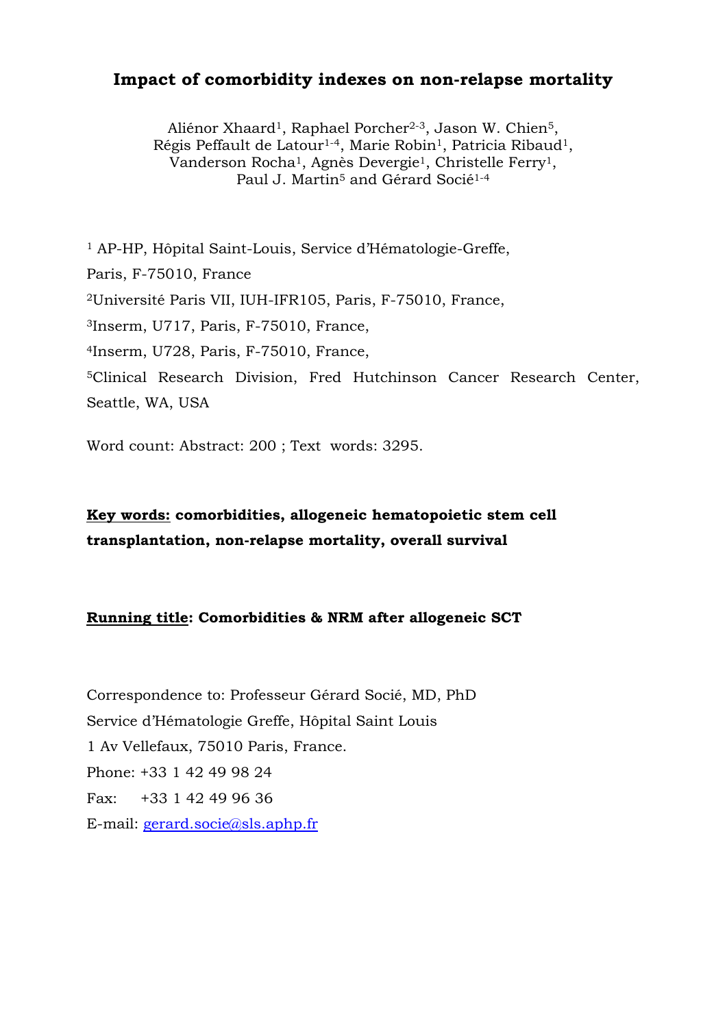# Impact of comorbidity indexes on non-relapse mortality

Aliénor Xhaard[1], Raphael Porcher[2-3], Jason W. Chien[5], Régis Peffault de Latour[1-4], Marie Robin[1], Patricia Ribaud[1], Vanderson Rocha[1], Agnès Devergie[1], Christelle Ferry[1], Paul J. Martin[5] and Gérard Socié[1-4]

[1] AP-HP, Hôpital Saint-Louis, Service d'Hématologie-Greffe, Paris, F-75010, France

[2]Université Paris VII, IUH-IFR105, Paris, F-75010, France,

[3]Inserm, U717, Paris, F-75010, France,

[4]Inserm, U728, Paris, F-75010, France,

[5]Clinical Research Division, Fred Hutchinson Cancer Research Center, Seattle, WA, USA

Word count: Abstract: 200 ; Text words: 3295.

**<u>Key words:</u> comorbidities, allogeneic hematopoietic stem cell transplantation, non-relapse mortality, overall survival**

**<u>Running title</u>: Comorbidities & NRM after allogeneic SCT**

Correspondence to: Professeur Gérard Socié, MD, PhD

Service d'Hématologie Greffe, Hôpital Saint Louis

1 Av Vellefaux, 75010 Paris, France.

Phone: +33 1 42 49 98 24

Fax: +33 1 42 49 96 36

E-mail: gerard.socie@sls.aphp.fr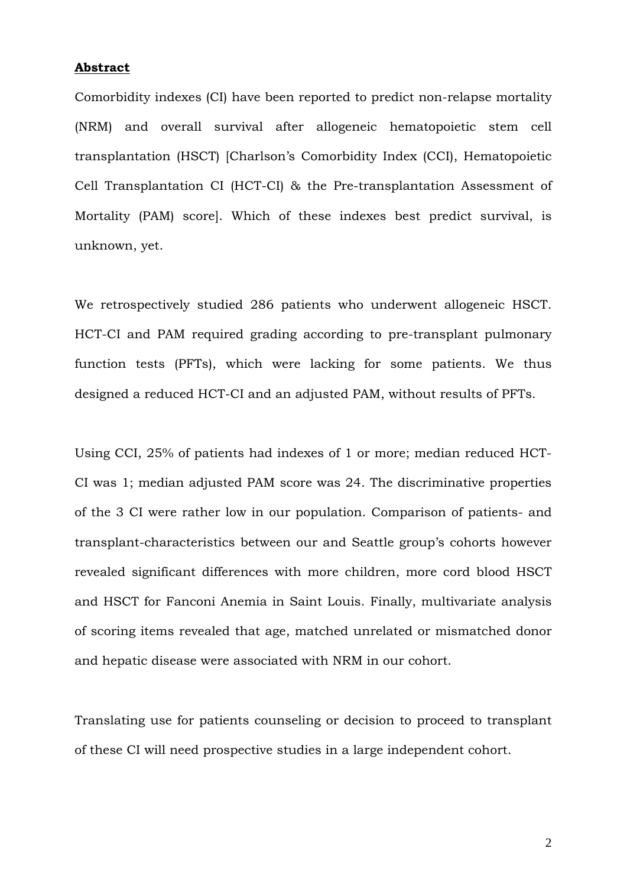**Abstract**

Comorbidity indexes (CI) have been reported to predict non-relapse mortality (NRM) and overall survival after allogeneic hematopoietic stem cell transplantation (HSCT) [Charlson's Comorbidity Index (CCI), Hematopoietic Cell Transplantation CI (HCT-CI) & the Pre-transplantation Assessment of Mortality (PAM) score]. Which of these indexes best predict survival, is unknown, yet.

We retrospectively studied 286 patients who underwent allogeneic HSCT. HCT-CI and PAM required grading according to pre-transplant pulmonary function tests (PFTs), which were lacking for some patients. We thus designed a reduced HCT-CI and an adjusted PAM, without results of PFTs.

Using CCI, 25% of patients had indexes of 1 or more; median reduced HCT-CI was 1; median adjusted PAM score was 24. The discriminative properties of the 3 CI were rather low in our population. Comparison of patients- and transplant-characteristics between our and Seattle group's cohorts however revealed significant differences with more children, more cord blood HSCT and HSCT for Fanconi Anemia in Saint Louis. Finally, multivariate analysis of scoring items revealed that age, matched unrelated or mismatched donor and hepatic disease were associated with NRM in our cohort.

Translating use for patients counseling or decision to proceed to transplant of these CI will need prospective studies in a large independent cohort.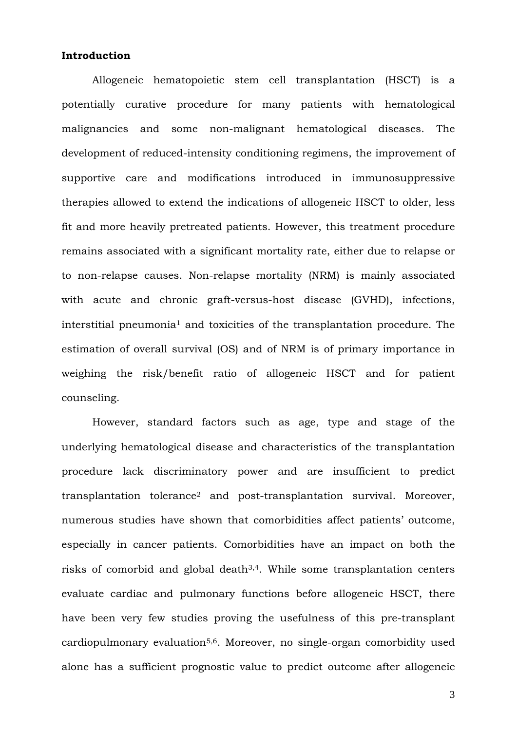**Introduction**

Allogeneic hematopoietic stem cell transplantation (HSCT) is a potentially curative procedure for many patients with hematological malignancies and some non-malignant hematological diseases. The development of reduced-intensity conditioning regimens, the improvement of supportive care and modifications introduced in immunosuppressive therapies allowed to extend the indications of allogeneic HSCT to older, less fit and more heavily pretreated patients. However, this treatment procedure remains associated with a significant mortality rate, either due to relapse or to non-relapse causes. Non-relapse mortality (NRM) is mainly associated with acute and chronic graft-versus-host disease (GVHD), infections, interstitial pneumonia[1] and toxicities of the transplantation procedure. The estimation of overall survival (OS) and of NRM is of primary importance in weighing the risk/benefit ratio of allogeneic HSCT and for patient counseling.

However, standard factors such as age, type and stage of the underlying hematological disease and characteristics of the transplantation procedure lack discriminatory power and are insufficient to predict transplantation tolerance[2] and post-transplantation survival. Moreover, numerous studies have shown that comorbidities affect patients' outcome, especially in cancer patients. Comorbidities have an impact on both the risks of comorbid and global death[3,4]. While some transplantation centers evaluate cardiac and pulmonary functions before allogeneic HSCT, there have been very few studies proving the usefulness of this pre-transplant cardiopulmonary evaluation[5,6]. Moreover, no single-organ comorbidity used alone has a sufficient prognostic value to predict outcome after allogeneic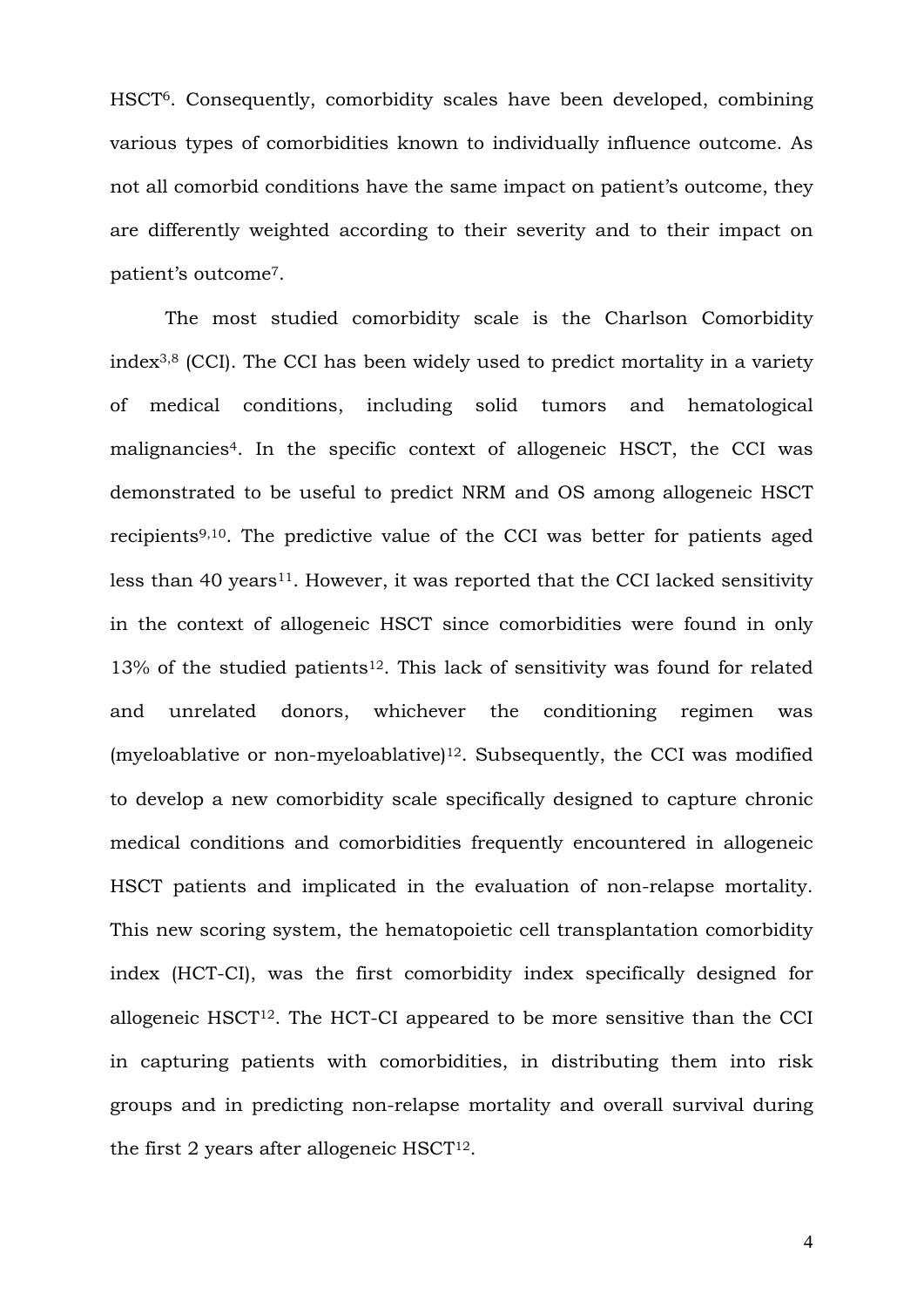HSCT[6]. Consequently, comorbidity scales have been developed, combining various types of comorbidities known to individually influence outcome. As not all comorbid conditions have the same impact on patient's outcome, they are differently weighted according to their severity and to their impact on patient's outcome[7].

The most studied comorbidity scale is the Charlson Comorbidity index[3,8] (CCI). The CCI has been widely used to predict mortality in a variety of medical conditions, including solid tumors and hematological malignancies[4]. In the specific context of allogeneic HSCT, the CCI was demonstrated to be useful to predict NRM and OS among allogeneic HSCT recipients[9,10]. The predictive value of the CCI was better for patients aged less than 40 years[11]. However, it was reported that the CCI lacked sensitivity in the context of allogeneic HSCT since comorbidities were found in only 13% of the studied patients[12]. This lack of sensitivity was found for related and unrelated donors, whichever the conditioning regimen was (myeloablative or non-myeloablative)[12]. Subsequently, the CCI was modified to develop a new comorbidity scale specifically designed to capture chronic medical conditions and comorbidities frequently encountered in allogeneic HSCT patients and implicated in the evaluation of non-relapse mortality. This new scoring system, the hematopoietic cell transplantation comorbidity index (HCT-CI), was the first comorbidity index specifically designed for allogeneic HSCT[12]. The HCT-CI appeared to be more sensitive than the CCI in capturing patients with comorbidities, in distributing them into risk groups and in predicting non-relapse mortality and overall survival during the first 2 years after allogeneic HSCT[12].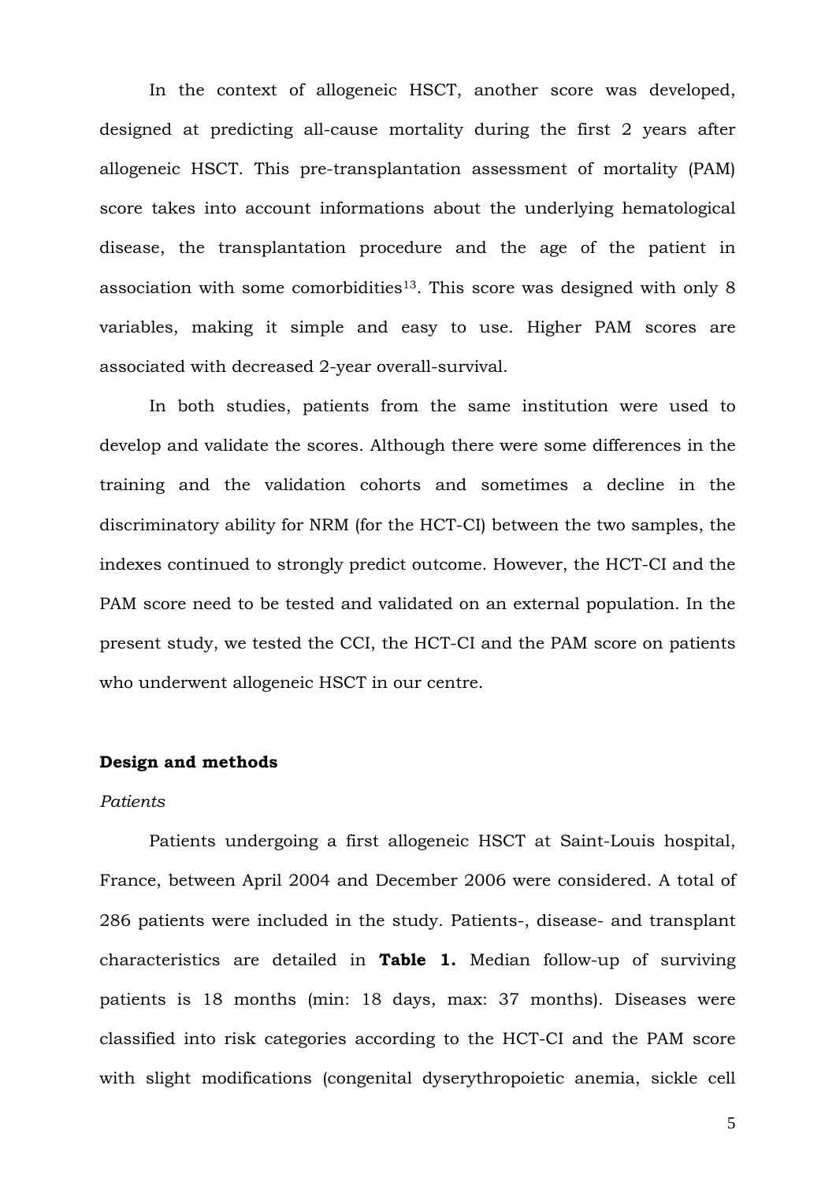In the context of allogeneic HSCT, another score was developed, designed at predicting all-cause mortality during the first 2 years after allogeneic HSCT. This pre-transplantation assessment of mortality (PAM) score takes into account informations about the underlying hematological disease, the transplantation procedure and the age of the patient in association with some comorbidities[13]. This score was designed with only 8 variables, making it simple and easy to use. Higher PAM scores are associated with decreased 2-year overall-survival.

In both studies, patients from the same institution were used to develop and validate the scores. Although there were some differences in the training and the validation cohorts and sometimes a decline in the discriminatory ability for NRM (for the HCT-CI) between the two samples, the indexes continued to strongly predict outcome. However, the HCT-CI and the PAM score need to be tested and validated on an external population. In the present study, we tested the CCI, the HCT-CI and the PAM score on patients who underwent allogeneic HSCT in our centre.

## Design and methods

*Patients*

Patients undergoing a first allogeneic HSCT at Saint-Louis hospital, France, between April 2004 and December 2006 were considered. A total of 286 patients were included in the study. Patients-, disease- and transplant characteristics are detailed in **Table 1.** Median follow-up of surviving patients is 18 months (min: 18 days, max: 37 months). Diseases were classified into risk categories according to the HCT-CI and the PAM score with slight modifications (congenital dyserythropoietic anemia, sickle cell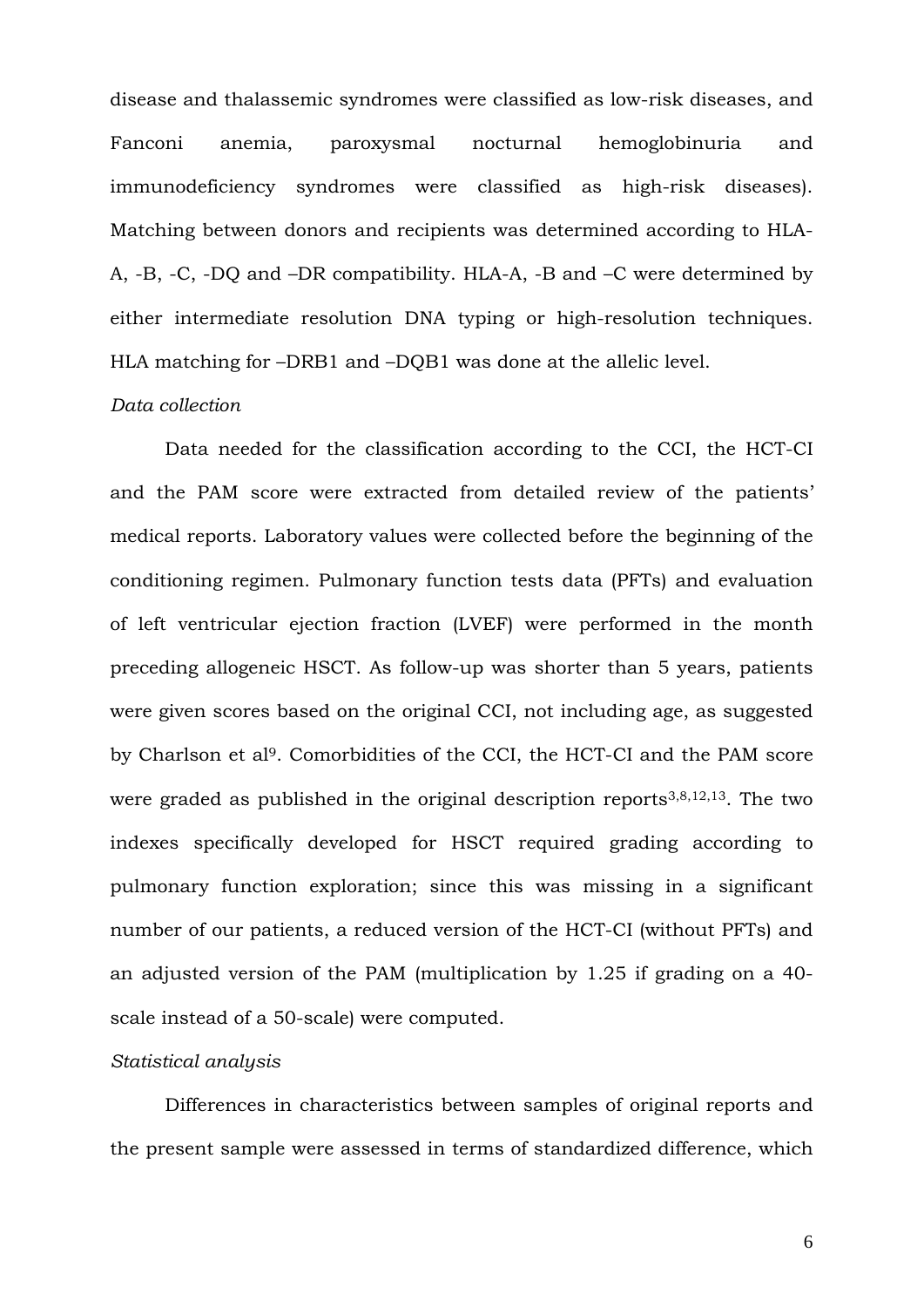disease and thalassemic syndromes were classified as low-risk diseases, and Fanconi anemia, paroxysmal nocturnal hemoglobinuria and immunodeficiency syndromes were classified as high-risk diseases). Matching between donors and recipients was determined according to HLA-A, -B, -C, -DQ and –DR compatibility. HLA-A, -B and –C were determined by either intermediate resolution DNA typing or high-resolution techniques. HLA matching for –DRB1 and –DQB1 was done at the allelic level.

*Data collection*

Data needed for the classification according to the CCI, the HCT-CI and the PAM score were extracted from detailed review of the patients' medical reports. Laboratory values were collected before the beginning of the conditioning regimen. Pulmonary function tests data (PFTs) and evaluation of left ventricular ejection fraction (LVEF) were performed in the month preceding allogeneic HSCT. As follow-up was shorter than 5 years, patients were given scores based on the original CCI, not including age, as suggested by Charlson et al[9]. Comorbidities of the CCI, the HCT-CI and the PAM score were graded as published in the original description reports[3,8,12,13]. The two indexes specifically developed for HSCT required grading according to pulmonary function exploration; since this was missing in a significant number of our patients, a reduced version of the HCT-CI (without PFTs) and an adjusted version of the PAM (multiplication by 1.25 if grading on a 40-scale instead of a 50-scale) were computed.

*Statistical analysis*

Differences in characteristics between samples of original reports and the present sample were assessed in terms of standardized difference, which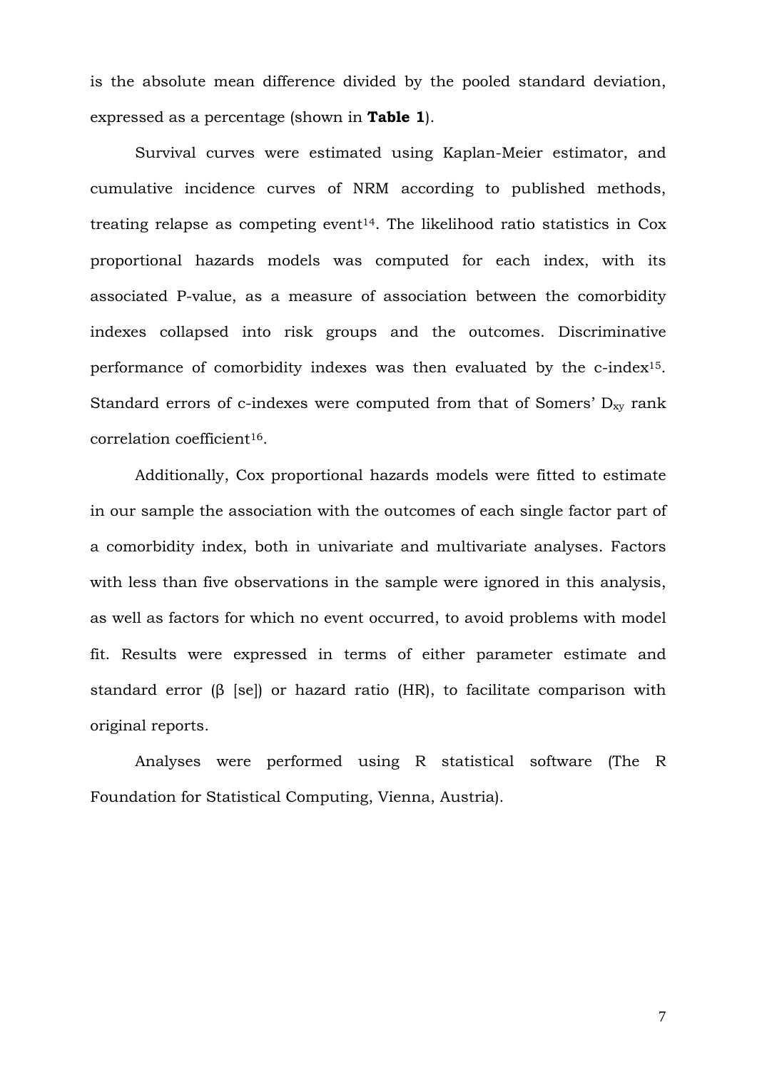is the absolute mean difference divided by the pooled standard deviation, expressed as a percentage (shown in **Table 1**).

Survival curves were estimated using Kaplan-Meier estimator, and cumulative incidence curves of NRM according to published methods, treating relapse as competing event[14]. The likelihood ratio statistics in Cox proportional hazards models was computed for each index, with its associated P-value, as a measure of association between the comorbidity indexes collapsed into risk groups and the outcomes. Discriminative performance of comorbidity indexes was then evaluated by the c-index[15]. Standard errors of c-indexes were computed from that of Somers' $D_{xy}$ rank correlation coefficient[16].

Additionally, Cox proportional hazards models were fitted to estimate in our sample the association with the outcomes of each single factor part of a comorbidity index, both in univariate and multivariate analyses. Factors with less than five observations in the sample were ignored in this analysis, as well as factors for which no event occurred, to avoid problems with model fit. Results were expressed in terms of either parameter estimate and standard error (β [se]) or hazard ratio (HR), to facilitate comparison with original reports.

Analyses were performed using R statistical software (The R Foundation for Statistical Computing, Vienna, Austria).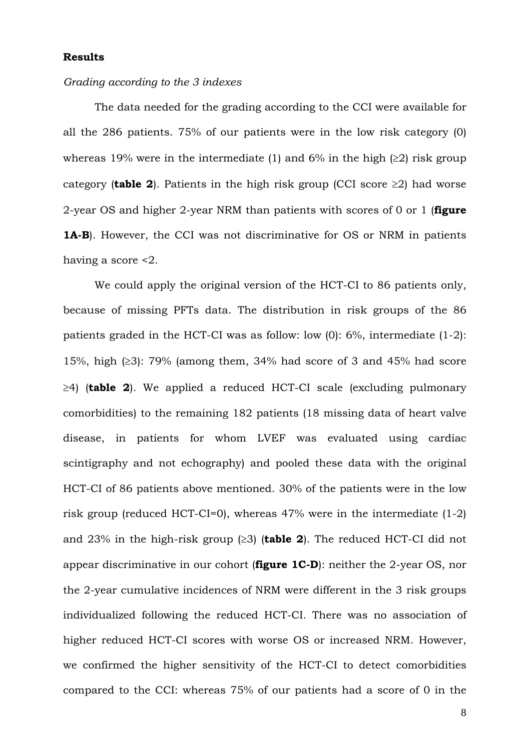## Results

*Grading according to the 3 indexes*

The data needed for the grading according to the CCI were available for all the 286 patients. 75% of our patients were in the low risk category (0) whereas 19% were in the intermediate (1) and 6% in the high (≥2) risk group category (**table 2**). Patients in the high risk group (CCI score ≥2) had worse 2-year OS and higher 2-year NRM than patients with scores of 0 or 1 (**figure 1A-B**). However, the CCI was not discriminative for OS or NRM in patients having a score <2.

We could apply the original version of the HCT-CI to 86 patients only, because of missing PFTs data. The distribution in risk groups of the 86 patients graded in the HCT-CI was as follow: low (0): 6%, intermediate (1-2): 15%, high (≥3): 79% (among them, 34% had score of 3 and 45% had score ≥4) (**table 2**). We applied a reduced HCT-CI scale (excluding pulmonary comorbidities) to the remaining 182 patients (18 missing data of heart valve disease, in patients for whom LVEF was evaluated using cardiac scintigraphy and not echography) and pooled these data with the original HCT-CI of 86 patients above mentioned. 30% of the patients were in the low risk group (reduced HCT-CI=0), whereas 47% were in the intermediate (1-2) and 23% in the high-risk group (≥3) (**table 2**). The reduced HCT-CI did not appear discriminative in our cohort (**figure 1C-D**): neither the 2-year OS, nor the 2-year cumulative incidences of NRM were different in the 3 risk groups individualized following the reduced HCT-CI. There was no association of higher reduced HCT-CI scores with worse OS or increased NRM. However, we confirmed the higher sensitivity of the HCT-CI to detect comorbidities compared to the CCI: whereas 75% of our patients had a score of 0 in the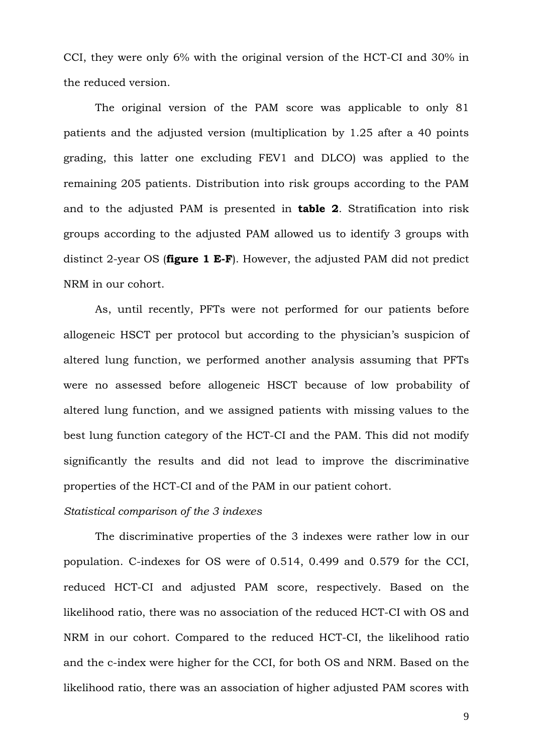CCI, they were only 6% with the original version of the HCT-CI and 30% in the reduced version.

The original version of the PAM score was applicable to only 81 patients and the adjusted version (multiplication by 1.25 after a 40 points grading, this latter one excluding FEV1 and DLCO) was applied to the remaining 205 patients. Distribution into risk groups according to the PAM and to the adjusted PAM is presented in **table 2**. Stratification into risk groups according to the adjusted PAM allowed us to identify 3 groups with distinct 2-year OS (**figure 1 E-F**). However, the adjusted PAM did not predict NRM in our cohort.

As, until recently, PFTs were not performed for our patients before allogeneic HSCT per protocol but according to the physician's suspicion of altered lung function, we performed another analysis assuming that PFTs were no assessed before allogeneic HSCT because of low probability of altered lung function, and we assigned patients with missing values to the best lung function category of the HCT-CI and the PAM. This did not modify significantly the results and did not lead to improve the discriminative properties of the HCT-CI and of the PAM in our patient cohort.

*Statistical comparison of the 3 indexes*

The discriminative properties of the 3 indexes were rather low in our population. C-indexes for OS were of 0.514, 0.499 and 0.579 for the CCI, reduced HCT-CI and adjusted PAM score, respectively. Based on the likelihood ratio, there was no association of the reduced HCT-CI with OS and NRM in our cohort. Compared to the reduced HCT-CI, the likelihood ratio and the c-index were higher for the CCI, for both OS and NRM. Based on the likelihood ratio, there was an association of higher adjusted PAM scores with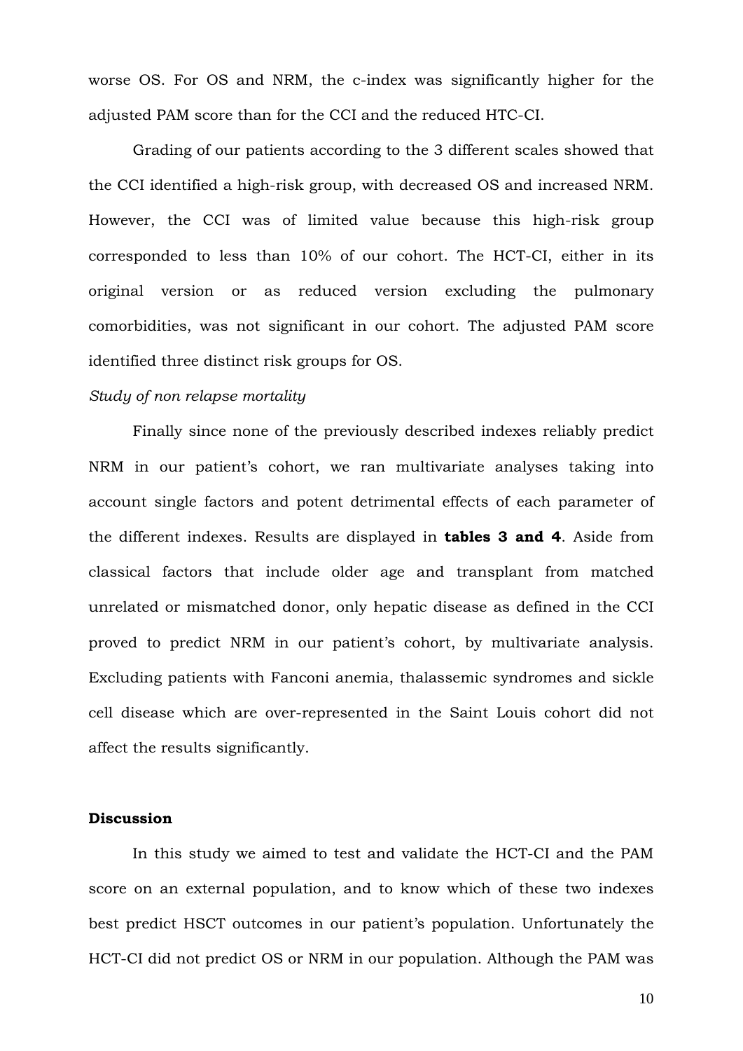worse OS. For OS and NRM, the c-index was significantly higher for the adjusted PAM score than for the CCI and the reduced HTC-CI.

Grading of our patients according to the 3 different scales showed that the CCI identified a high-risk group, with decreased OS and increased NRM. However, the CCI was of limited value because this high-risk group corresponded to less than 10% of our cohort. The HCT-CI, either in its original version or as reduced version excluding the pulmonary comorbidities, was not significant in our cohort. The adjusted PAM score identified three distinct risk groups for OS.

*Study of non relapse mortality*

Finally since none of the previously described indexes reliably predict NRM in our patient's cohort, we ran multivariate analyses taking into account single factors and potent detrimental effects of each parameter of the different indexes. Results are displayed in **tables 3 and 4**. Aside from classical factors that include older age and transplant from matched unrelated or mismatched donor, only hepatic disease as defined in the CCI proved to predict NRM in our patient's cohort, by multivariate analysis. Excluding patients with Fanconi anemia, thalassemic syndromes and sickle cell disease which are over-represented in the Saint Louis cohort did not affect the results significantly.

## Discussion

In this study we aimed to test and validate the HCT-CI and the PAM score on an external population, and to know which of these two indexes best predict HSCT outcomes in our patient's population. Unfortunately the HCT-CI did not predict OS or NRM in our population. Although the PAM was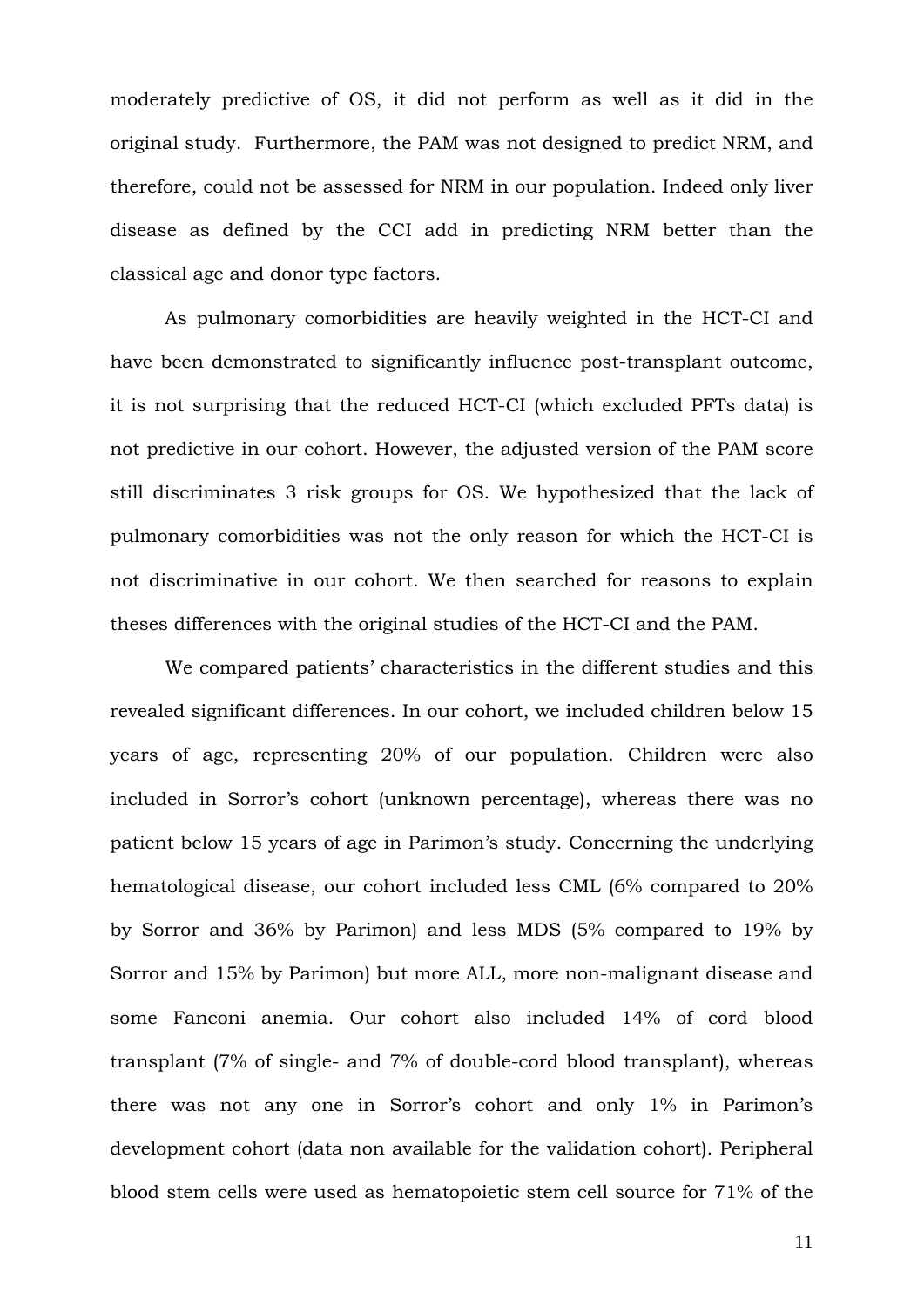moderately predictive of OS, it did not perform as well as it did in the original study. Furthermore, the PAM was not designed to predict NRM, and therefore, could not be assessed for NRM in our population. Indeed only liver disease as defined by the CCI add in predicting NRM better than the classical age and donor type factors.

As pulmonary comorbidities are heavily weighted in the HCT-CI and have been demonstrated to significantly influence post-transplant outcome, it is not surprising that the reduced HCT-CI (which excluded PFTs data) is not predictive in our cohort. However, the adjusted version of the PAM score still discriminates 3 risk groups for OS. We hypothesized that the lack of pulmonary comorbidities was not the only reason for which the HCT-CI is not discriminative in our cohort. We then searched for reasons to explain theses differences with the original studies of the HCT-CI and the PAM.

We compared patients' characteristics in the different studies and this revealed significant differences. In our cohort, we included children below 15 years of age, representing 20% of our population. Children were also included in Sorror's cohort (unknown percentage), whereas there was no patient below 15 years of age in Parimon's study. Concerning the underlying hematological disease, our cohort included less CML (6% compared to 20% by Sorror and 36% by Parimon) and less MDS (5% compared to 19% by Sorror and 15% by Parimon) but more ALL, more non-malignant disease and some Fanconi anemia. Our cohort also included 14% of cord blood transplant (7% of single- and 7% of double-cord blood transplant), whereas there was not any one in Sorror's cohort and only 1% in Parimon's development cohort (data non available for the validation cohort). Peripheral blood stem cells were used as hematopoietic stem cell source for 71% of the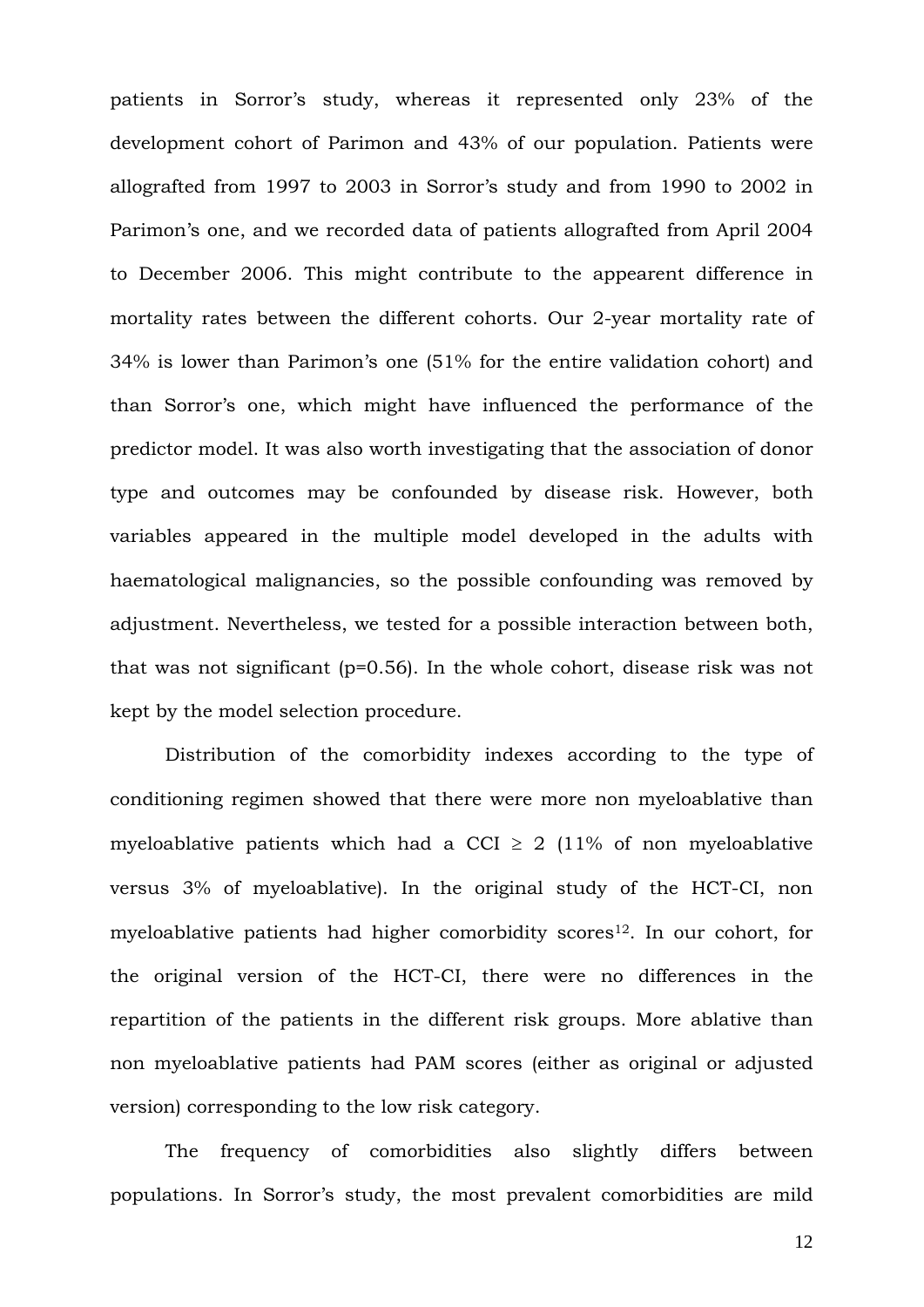patients in Sorror's study, whereas it represented only 23% of the development cohort of Parimon and 43% of our population. Patients were allografted from 1997 to 2003 in Sorror's study and from 1990 to 2002 in Parimon's one, and we recorded data of patients allografted from April 2004 to December 2006. This might contribute to the appearent difference in mortality rates between the different cohorts. Our 2-year mortality rate of 34% is lower than Parimon's one (51% for the entire validation cohort) and than Sorror's one, which might have influenced the performance of the predictor model. It was also worth investigating that the association of donor type and outcomes may be confounded by disease risk. However, both variables appeared in the multiple model developed in the adults with haematological malignancies, so the possible confounding was removed by adjustment. Nevertheless, we tested for a possible interaction between both, that was not significant (p=0.56). In the whole cohort, disease risk was not kept by the model selection procedure.

Distribution of the comorbidity indexes according to the type of conditioning regimen showed that there were more non myeloablative than myeloablative patients which had a CCI $\geq$ 2 (11% of non myeloablative versus 3% of myeloablative). In the original study of the HCT-CI, non myeloablative patients had higher comorbidity scores[12]. In our cohort, for the original version of the HCT-CI, there were no differences in the repartition of the patients in the different risk groups. More ablative than non myeloablative patients had PAM scores (either as original or adjusted version) corresponding to the low risk category.

The frequency of comorbidities also slightly differs between populations. In Sorror's study, the most prevalent comorbidities are mild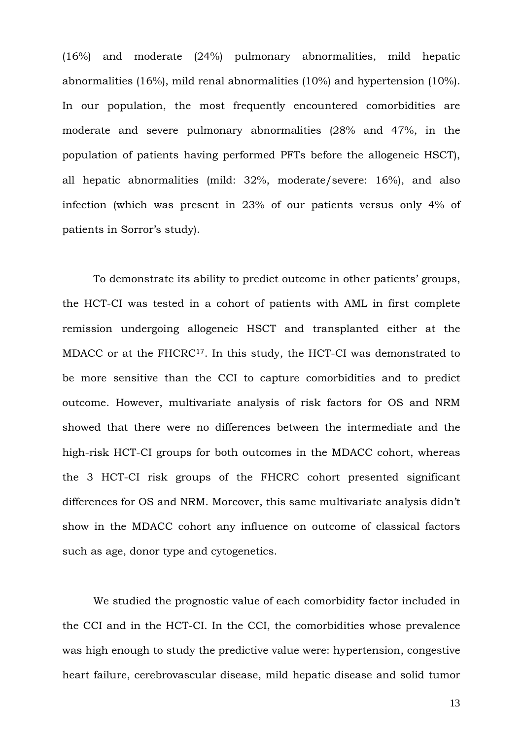(16%) and moderate (24%) pulmonary abnormalities, mild hepatic abnormalities (16%), mild renal abnormalities (10%) and hypertension (10%). In our population, the most frequently encountered comorbidities are moderate and severe pulmonary abnormalities (28% and 47%, in the population of patients having performed PFTs before the allogeneic HSCT), all hepatic abnormalities (mild: 32%, moderate/severe: 16%), and also infection (which was present in 23% of our patients versus only 4% of patients in Sorror's study).

To demonstrate its ability to predict outcome in other patients' groups, the HCT-CI was tested in a cohort of patients with AML in first complete remission undergoing allogeneic HSCT and transplanted either at the MDACC or at the FHCRC[17]. In this study, the HCT-CI was demonstrated to be more sensitive than the CCI to capture comorbidities and to predict outcome. However, multivariate analysis of risk factors for OS and NRM showed that there were no differences between the intermediate and the high-risk HCT-CI groups for both outcomes in the MDACC cohort, whereas the 3 HCT-CI risk groups of the FHCRC cohort presented significant differences for OS and NRM. Moreover, this same multivariate analysis didn't show in the MDACC cohort any influence on outcome of classical factors such as age, donor type and cytogenetics.

We studied the prognostic value of each comorbidity factor included in the CCI and in the HCT-CI. In the CCI, the comorbidities whose prevalence was high enough to study the predictive value were: hypertension, congestive heart failure, cerebrovascular disease, mild hepatic disease and solid tumor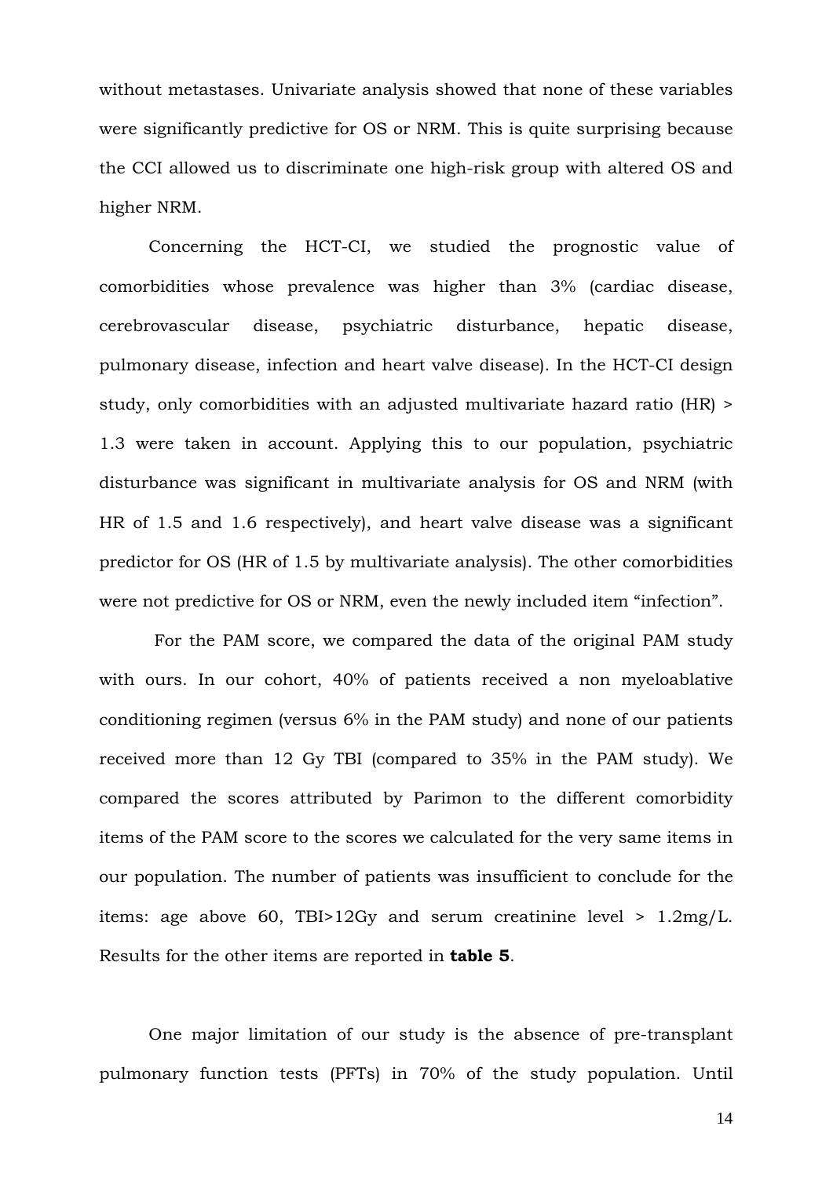without metastases. Univariate analysis showed that none of these variables were significantly predictive for OS or NRM. This is quite surprising because the CCI allowed us to discriminate one high-risk group with altered OS and higher NRM.

Concerning the HCT-CI, we studied the prognostic value of comorbidities whose prevalence was higher than 3% (cardiac disease, cerebrovascular disease, psychiatric disturbance, hepatic disease, pulmonary disease, infection and heart valve disease). In the HCT-CI design study, only comorbidities with an adjusted multivariate hazard ratio (HR) > 1.3 were taken in account. Applying this to our population, psychiatric disturbance was significant in multivariate analysis for OS and NRM (with HR of 1.5 and 1.6 respectively), and heart valve disease was a significant predictor for OS (HR of 1.5 by multivariate analysis). The other comorbidities were not predictive for OS or NRM, even the newly included item "infection".

For the PAM score, we compared the data of the original PAM study with ours. In our cohort, 40% of patients received a non myeloablative conditioning regimen (versus 6% in the PAM study) and none of our patients received more than 12 Gy TBI (compared to 35% in the PAM study). We compared the scores attributed by Parimon to the different comorbidity items of the PAM score to the scores we calculated for the very same items in our population. The number of patients was insufficient to conclude for the items: age above 60, TBI>12Gy and serum creatinine level > 1.2mg/L. Results for the other items are reported in **table 5**.

One major limitation of our study is the absence of pre-transplant pulmonary function tests (PFTs) in 70% of the study population. Until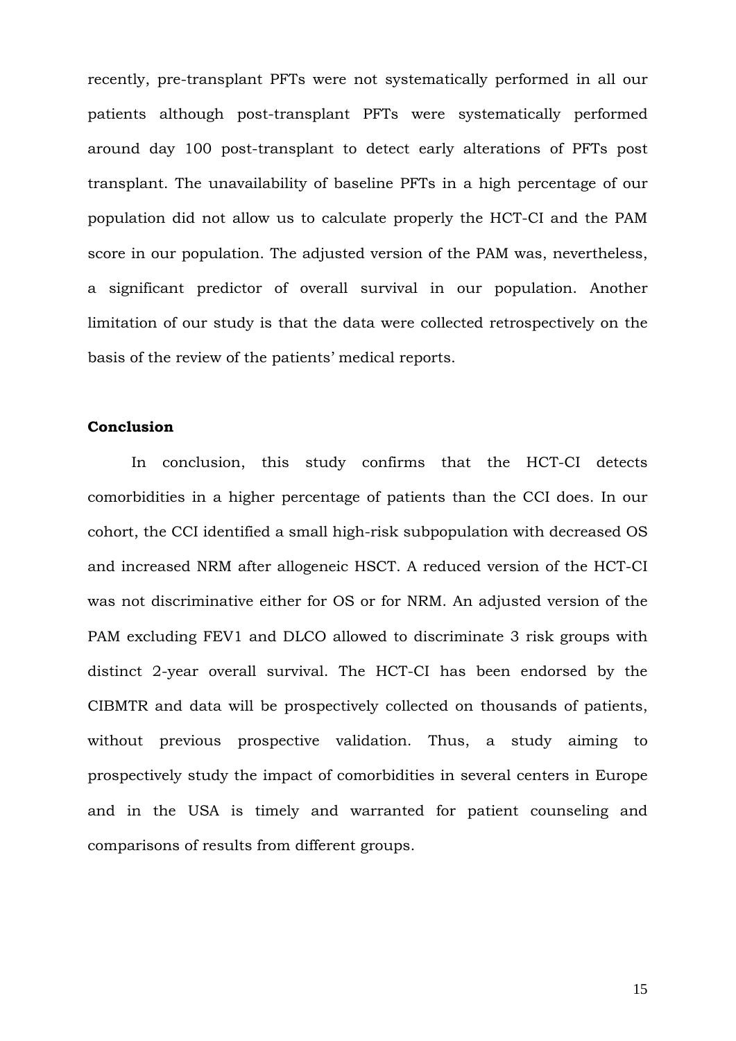recently, pre-transplant PFTs were not systematically performed in all our patients although post-transplant PFTs were systematically performed around day 100 post-transplant to detect early alterations of PFTs post transplant. The unavailability of baseline PFTs in a high percentage of our population did not allow us to calculate properly the HCT-CI and the PAM score in our population. The adjusted version of the PAM was, nevertheless, a significant predictor of overall survival in our population. Another limitation of our study is that the data were collected retrospectively on the basis of the review of the patients' medical reports.

## Conclusion

In conclusion, this study confirms that the HCT-CI detects comorbidities in a higher percentage of patients than the CCI does. In our cohort, the CCI identified a small high-risk subpopulation with decreased OS and increased NRM after allogeneic HSCT. A reduced version of the HCT-CI was not discriminative either for OS or for NRM. An adjusted version of the PAM excluding FEV1 and DLCO allowed to discriminate 3 risk groups with distinct 2-year overall survival. The HCT-CI has been endorsed by the CIBMTR and data will be prospectively collected on thousands of patients, without previous prospective validation. Thus, a study aiming to prospectively study the impact of comorbidities in several centers in Europe and in the USA is timely and warranted for patient counseling and comparisons of results from different groups.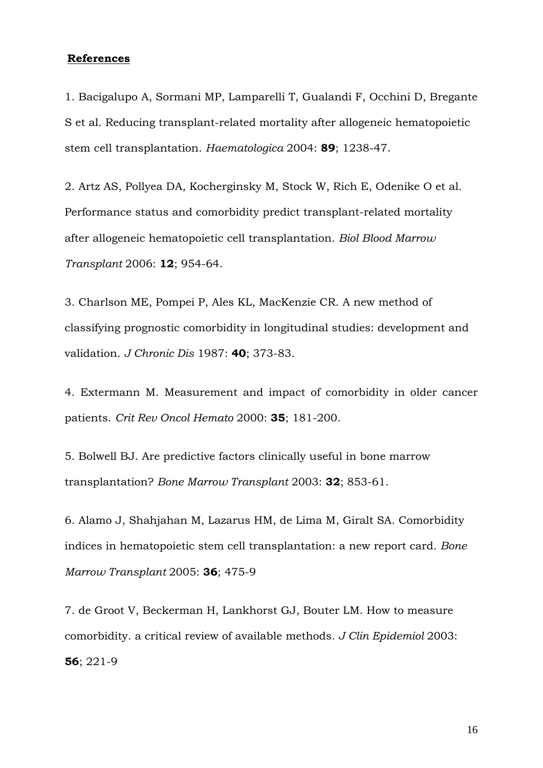**References**

1. Bacigalupo A, Sormani MP, Lamparelli T, Gualandi F, Occhini D, Bregante S et al. Reducing transplant-related mortality after allogeneic hematopoietic stem cell transplantation. *Haematologica* 2004: **89**; 1238-47.

2. Artz AS, Pollyea DA, Kocherginsky M, Stock W, Rich E, Odenike O et al. Performance status and comorbidity predict transplant-related mortality after allogeneic hematopoietic cell transplantation. *Biol Blood Marrow Transplant* 2006: **12**; 954-64.

3. Charlson ME, Pompei P, Ales KL, MacKenzie CR. A new method of classifying prognostic comorbidity in longitudinal studies: development and validation. *J Chronic Dis* 1987: **40**; 373-83.

4. Extermann M. Measurement and impact of comorbidity in older cancer patients. *Crit Rev Oncol Hemato* 2000: **35**; 181-200.

5. Bolwell BJ. Are predictive factors clinically useful in bone marrow transplantation? *Bone Marrow Transplant* 2003: **32**; 853-61.

6. Alamo J, Shahjahan M, Lazarus HM, de Lima M, Giralt SA. Comorbidity indices in hematopoietic stem cell transplantation: a new report card. *Bone Marrow Transplant* 2005: **36**; 475-9

7. de Groot V, Beckerman H, Lankhorst GJ, Bouter LM. How to measure comorbidity. a critical review of available methods. *J Clin Epidemiol* 2003: **56**; 221-9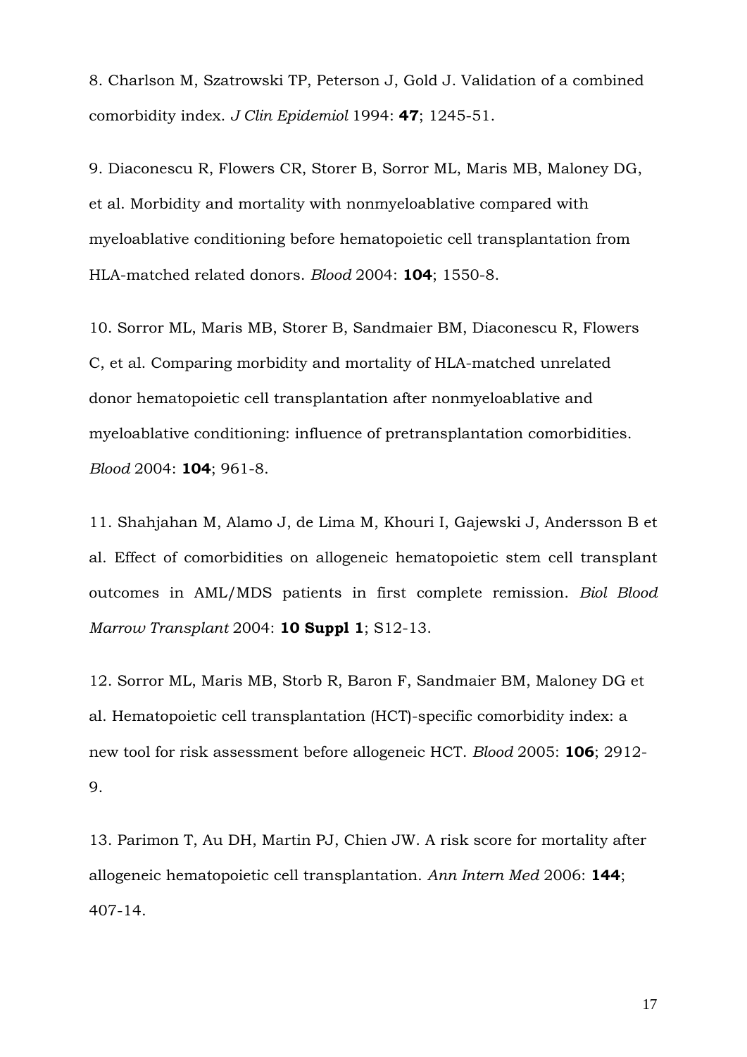8. Charlson M, Szatrowski TP, Peterson J, Gold J. Validation of a combined comorbidity index. *J Clin Epidemiol* 1994: **47**; 1245-51.

9. Diaconescu R, Flowers CR, Storer B, Sorror ML, Maris MB, Maloney DG, et al. Morbidity and mortality with nonmyeloablative compared with myeloablative conditioning before hematopoietic cell transplantation from HLA-matched related donors. *Blood* 2004: **104**; 1550-8.

10. Sorror ML, Maris MB, Storer B, Sandmaier BM, Diaconescu R, Flowers C, et al. Comparing morbidity and mortality of HLA-matched unrelated donor hematopoietic cell transplantation after nonmyeloablative and myeloablative conditioning: influence of pretransplantation comorbidities. *Blood* 2004: **104**; 961-8.

11. Shahjahan M, Alamo J, de Lima M, Khouri I, Gajewski J, Andersson B et al. Effect of comorbidities on allogeneic hematopoietic stem cell transplant outcomes in AML/MDS patients in first complete remission. *Biol Blood Marrow Transplant* 2004: **10 Suppl 1**; S12-13.

12. Sorror ML, Maris MB, Storb R, Baron F, Sandmaier BM, Maloney DG et al. Hematopoietic cell transplantation (HCT)-specific comorbidity index: a new tool for risk assessment before allogeneic HCT. *Blood* 2005: **106**; 2912-9.

13. Parimon T, Au DH, Martin PJ, Chien JW. A risk score for mortality after allogeneic hematopoietic cell transplantation. *Ann Intern Med* 2006: **144**; 407-14.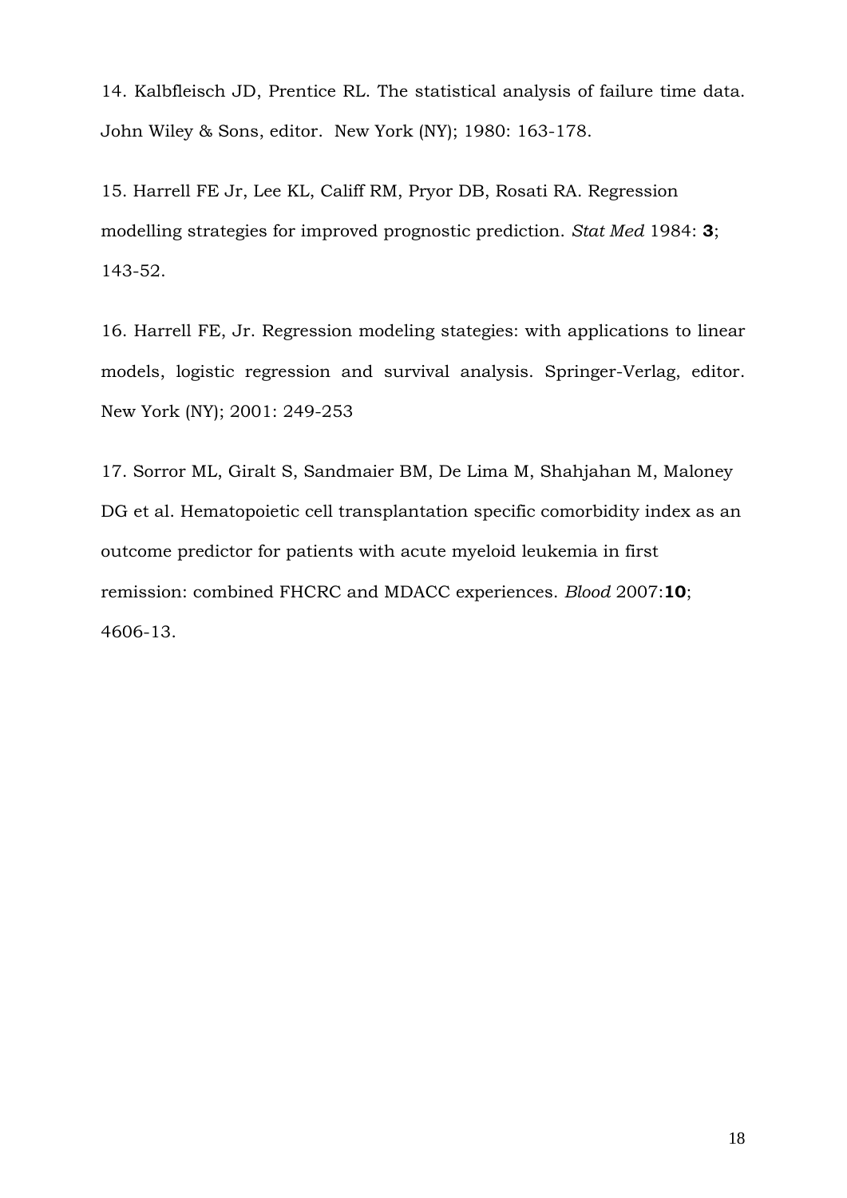14. Kalbfleisch JD, Prentice RL. The statistical analysis of failure time data. John Wiley & Sons, editor. New York (NY); 1980: 163-178.

15. Harrell FE Jr, Lee KL, Califf RM, Pryor DB, Rosati RA. Regression modelling strategies for improved prognostic prediction. *Stat Med* 1984: **3**; 143-52.

16. Harrell FE, Jr. Regression modeling stategies: with applications to linear models, logistic regression and survival analysis. Springer-Verlag, editor. New York (NY); 2001: 249-253

17. Sorror ML, Giralt S, Sandmaier BM, De Lima M, Shahjahan M, Maloney DG et al. Hematopoietic cell transplantation specific comorbidity index as an outcome predictor for patients with acute myeloid leukemia in first remission: combined FHCRC and MDACC experiences. *Blood* 2007:**10**; 4606-13.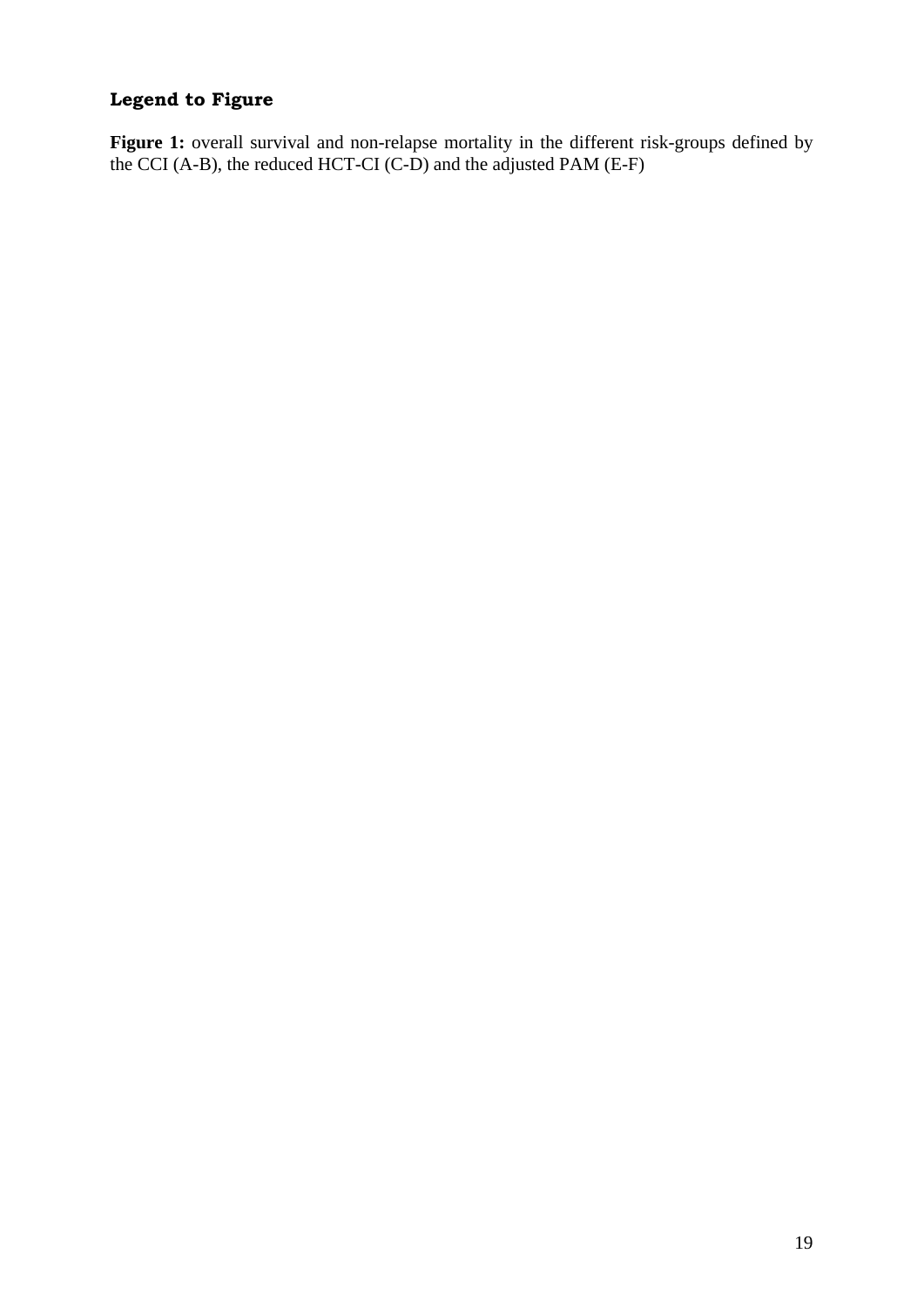## Legend to Figure

**Figure 1:** overall survival and non-relapse mortality in the different risk-groups defined by the CCI (A-B), the reduced HCT-CI (C-D) and the adjusted PAM (E-F)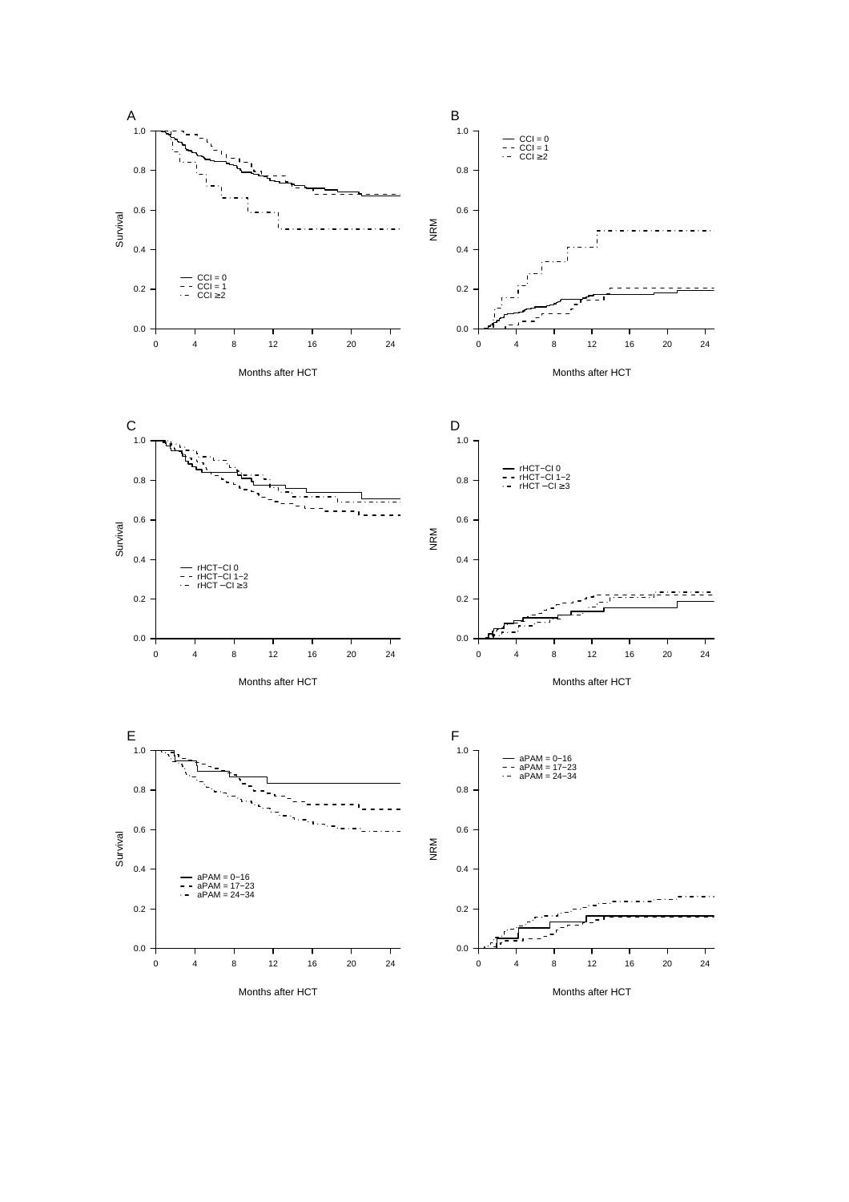A

1.0
0.8
0.6
0.4
0.2
0.0

Survival

CCI = 0
CCI = 1
CCI ≥2

0 4 8 12 16 20 24

Months after HCT

B

1.0
0.8
0.6
0.4
0.2
0.0

NRM

CCI = 0
CCI = 1
CCI ≥2

0 4 8 12 16 20 24

Months after HCT

C

1.0
0.8
0.6
0.4
0.2
0.0

Survival

rHCT−CI 0
rHCT−CI 1−2
rHCT −CI ≥3

0 4 8 12 16 20 24

Months after HCT

D

1.0
0.8
0.6
0.4
0.2
0.0

NRM

rHCT−CI 0
rHCT−CI 1−2
rHCT −CI ≥3

0 4 8 12 16 20 24

Months after HCT

E

1.0
0.8
0.6
0.4
0.2
0.0

Survival

aPAM = 0−16
aPAM = 17−23
aPAM = 24−34

0 4 8 12 16 20 24

Months after HCT

F

1.0
0.8
0.6
0.4
0.2
0.0

NRM

aPAM = 0−16
aPAM = 17−23
aPAM = 24−34

0 4 8 12 16 20 24

Months after HCT